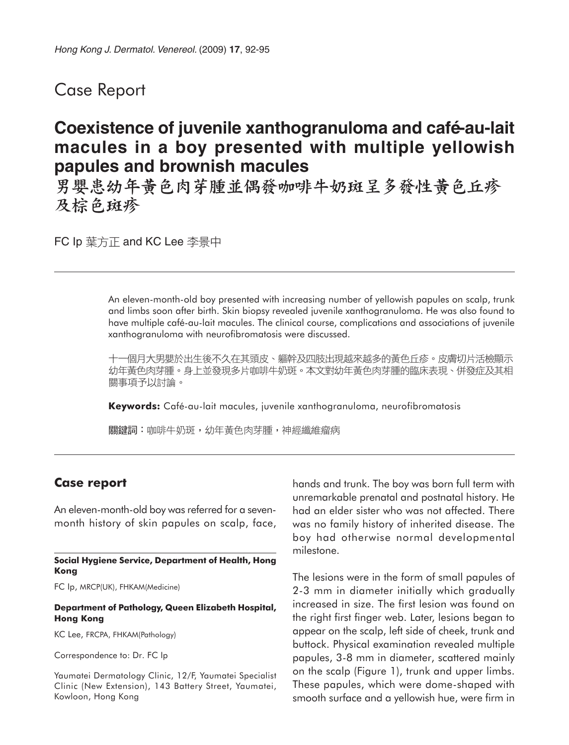# Case Report

## Coexistence of juvenile xanthogranuloma and café-au-lait macules in a boy presented with multiple yellowish papules and brownish macules

## 男嬰患幼年黃色肉芽腫並偶發咖啡牛奶斑呈多發性黃色丘疹及棕色斑疹

FC Ip 葉方正 and KC Lee 李景中

An eleven-month-old boy presented with increasing number of yellowish papules on scalp, trunk and limbs soon after birth. Skin biopsy revealed juvenile xanthogranuloma. He was also found to have multiple café-au-lait macules. The clinical course, complications and associations of juvenile xanthogranuloma with neurofibromatosis were discussed.

十一個月大男嬰於出生後不久在其頭皮、軀幹及四肢出現越來越多的黃色丘疹。皮膚切片活檢顯示幼年黃色肉芽腫。身上並發現多片咖啡牛奶斑。本文對幼年黃色肉芽腫的臨床表現、併發症及其相關事項予以討論。

**Keywords:** Café-au-lait macules, juvenile xanthogranuloma, neurofibromatosis

**關鍵詞：**咖啡牛奶斑，幼年黃色肉芽腫，神經纖維瘤病

### Case report

An eleven-month-old boy was referred for a seven-month history of skin papules on scalp, face, hands and trunk. The boy was born full term with unremarkable prenatal and postnatal history. He had an elder sister who was not affected. There was no family history of inherited disease. The boy had otherwise normal developmental milestone.

The lesions were in the form of small papules of 2-3 mm in diameter initially which gradually increased in size. The first lesion was found on the right first finger web. Later, lesions began to appear on the scalp, left side of cheek, trunk and buttock. Physical examination revealed multiple papules, 3-8 mm in diameter, scattered mainly on the scalp (Figure 1), trunk and upper limbs. These papules, which were dome-shaped with smooth surface and a yellowish hue, were firm in

**Social Hygiene Service, Department of Health, Hong Kong**

FC Ip, MRCP(UK), FHKAM(Medicine)

**Department of Pathology, Queen Elizabeth Hospital, Hong Kong**

KC Lee, FRCPA, FHKAM(Pathology)

Correspondence to: Dr. FC Ip

Yaumatei Dermatology Clinic, 12/F, Yaumatei Specialist Clinic (New Extension), 143 Battery Street, Yaumatei, Kowloon, Hong Kong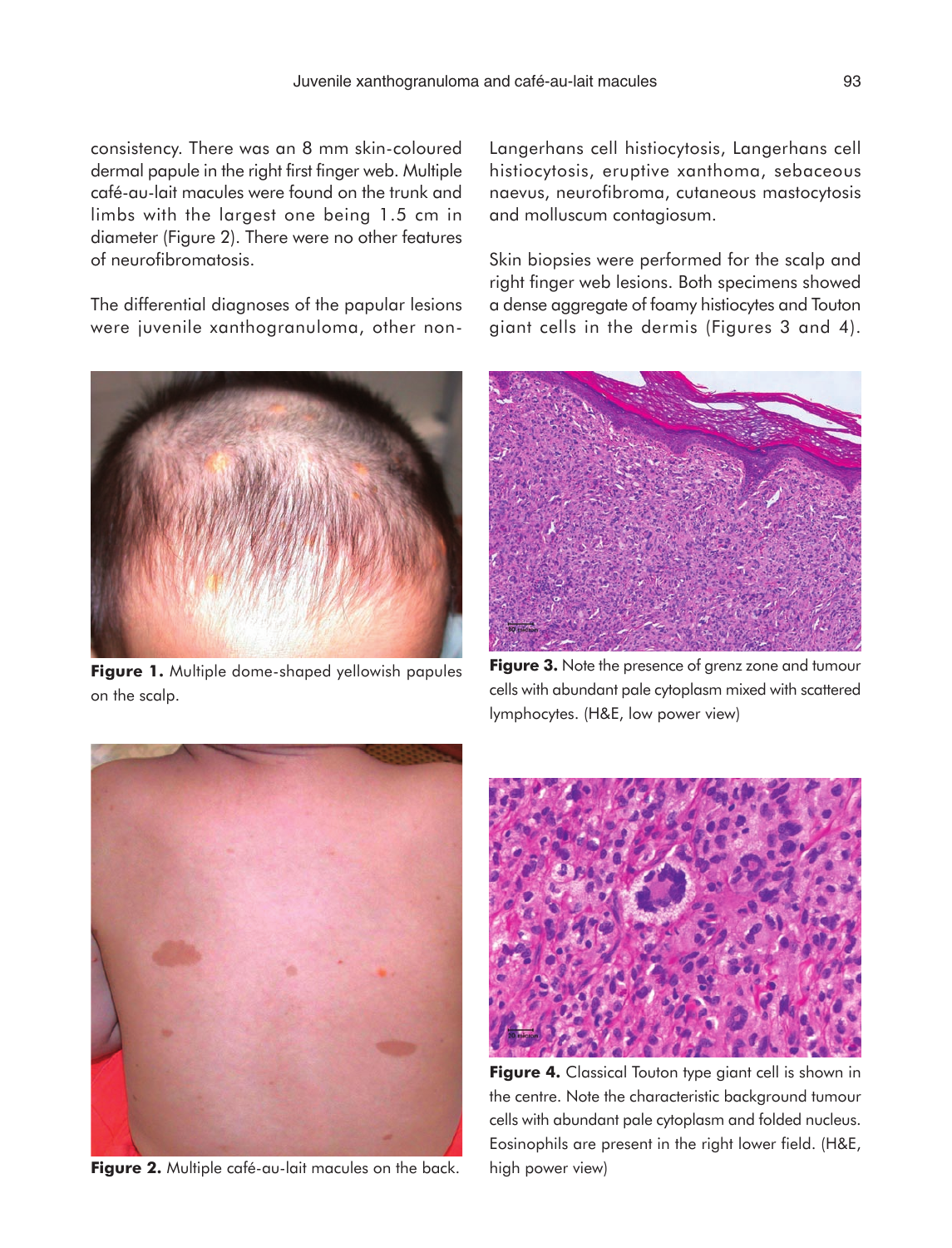consistency. There was an 8 mm skin-coloured dermal papule in the right first finger web. Multiple café-au-lait macules were found on the trunk and limbs with the largest one being 1.5 cm in diameter (Figure 2). There were no other features of neurofibromatosis.

The differential diagnoses of the papular lesions were juvenile xanthogranuloma, other non-Langerhans cell histiocytosis, Langerhans cell histiocytosis, eruptive xanthoma, sebaceous naevus, neurofibroma, cutaneous mastocytosis and molluscum contagiosum.

Skin biopsies were performed for the scalp and right finger web lesions. Both specimens showed a dense aggregate of foamy histiocytes and Touton giant cells in the dermis (Figures 3 and 4).

**Figure 1.** Multiple dome-shaped yellowish papules on the scalp.

**Figure 2.** Multiple café-au-lait macules on the back.

**Figure 3.** Note the presence of grenz zone and tumour cells with abundant pale cytoplasm mixed with scattered lymphocytes. (H&E, low power view)

**Figure 4.** Classical Touton type giant cell is shown in the centre. Note the characteristic background tumour cells with abundant pale cytoplasm and folded nucleus. Eosinophils are present in the right lower field. (H&E, high power view)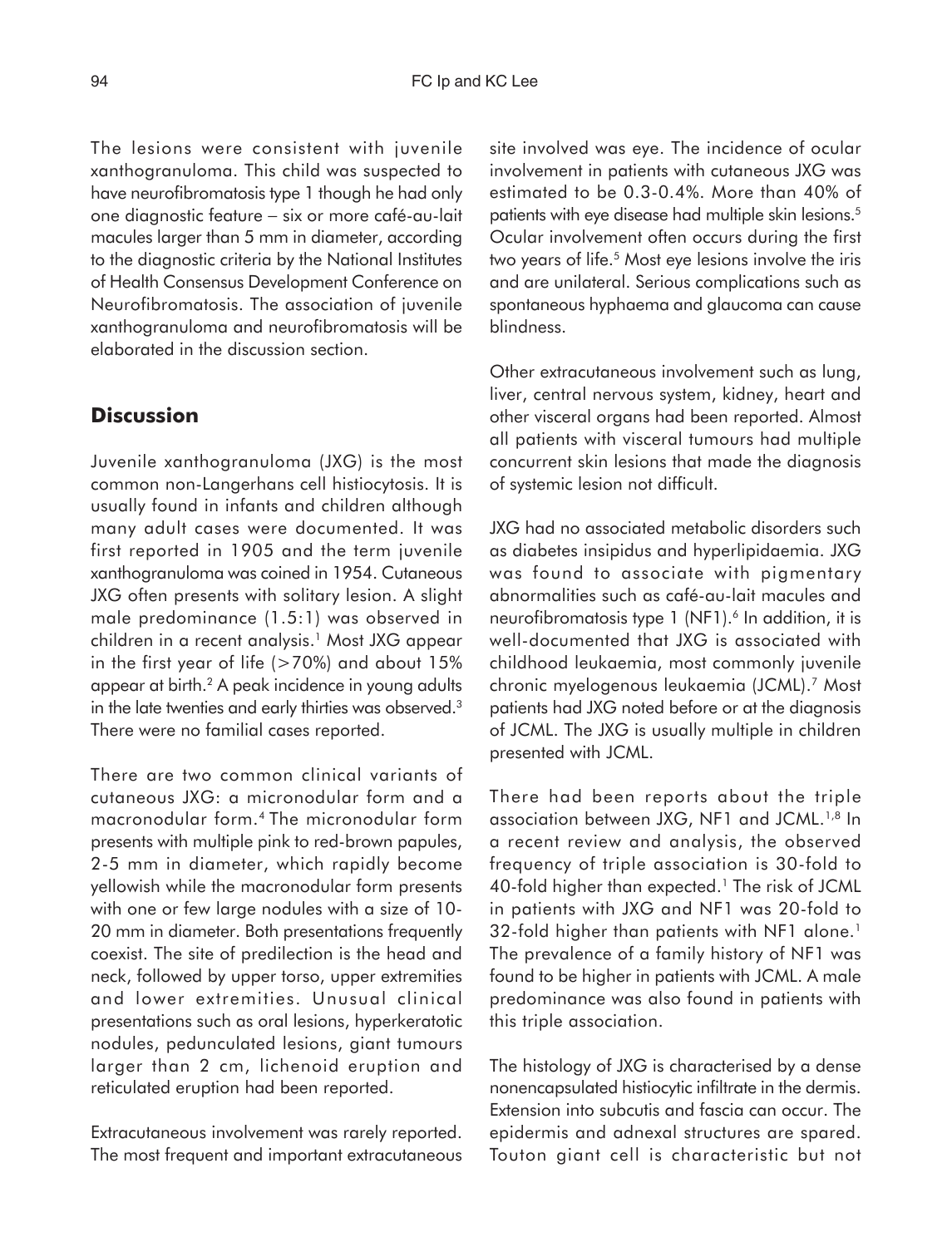The lesions were consistent with juvenile xanthogranuloma. This child was suspected to have neurofibromatosis type 1 though he had only one diagnostic feature – six or more café-au-lait macules larger than 5 mm in diameter, according to the diagnostic criteria by the National Institutes of Health Consensus Development Conference on Neurofibromatosis. The association of juvenile xanthogranuloma and neurofibromatosis will be elaborated in the discussion section.

## Discussion

Juvenile xanthogranuloma (JXG) is the most common non-Langerhans cell histiocytosis. It is usually found in infants and children although many adult cases were documented. It was first reported in 1905 and the term juvenile xanthogranuloma was coined in 1954. Cutaneous JXG often presents with solitary lesion. A slight male predominance (1.5:1) was observed in children in a recent analysis.[1] Most JXG appear in the first year of life (>70%) and about 15% appear at birth.[2] A peak incidence in young adults in the late twenties and early thirties was observed.[3] There were no familial cases reported.

There are two common clinical variants of cutaneous JXG: a micronodular form and a macronodular form.[4] The micronodular form presents with multiple pink to red-brown papules, 2-5 mm in diameter, which rapidly become yellowish while the macronodular form presents with one or few large nodules with a size of 10-20 mm in diameter. Both presentations frequently coexist. The site of predilection is the head and neck, followed by upper torso, upper extremities and lower extremities. Unusual clinical presentations such as oral lesions, hyperkeratotic nodules, pedunculated lesions, giant tumours larger than 2 cm, lichenoid eruption and reticulated eruption had been reported.

Extracutaneous involvement was rarely reported. The most frequent and important extracutaneous site involved was eye. The incidence of ocular involvement in patients with cutaneous JXG was estimated to be 0.3-0.4%. More than 40% of patients with eye disease had multiple skin lesions.[5] Ocular involvement often occurs during the first two years of life.[5] Most eye lesions involve the iris and are unilateral. Serious complications such as spontaneous hyphaema and glaucoma can cause blindness.

Other extracutaneous involvement such as lung, liver, central nervous system, kidney, heart and other visceral organs had been reported. Almost all patients with visceral tumours had multiple concurrent skin lesions that made the diagnosis of systemic lesion not difficult.

JXG had no associated metabolic disorders such as diabetes insipidus and hyperlipidaemia. JXG was found to associate with pigmentary abnormalities such as café-au-lait macules and neurofibromatosis type 1 (NF1).[6] In addition, it is well-documented that JXG is associated with childhood leukaemia, most commonly juvenile chronic myelogenous leukaemia (JCML).[7] Most patients had JXG noted before or at the diagnosis of JCML. The JXG is usually multiple in children presented with JCML.

There had been reports about the triple association between JXG, NF1 and JCML.[1,8] In a recent review and analysis, the observed frequency of triple association is 30-fold to 40-fold higher than expected.[1] The risk of JCML in patients with JXG and NF1 was 20-fold to 32-fold higher than patients with NF1 alone.[1] The prevalence of a family history of NF1 was found to be higher in patients with JCML. A male predominance was also found in patients with this triple association.

The histology of JXG is characterised by a dense nonencapsulated histiocytic infiltrate in the dermis. Extension into subcutis and fascia can occur. The epidermis and adnexal structures are spared. Touton giant cell is characteristic but not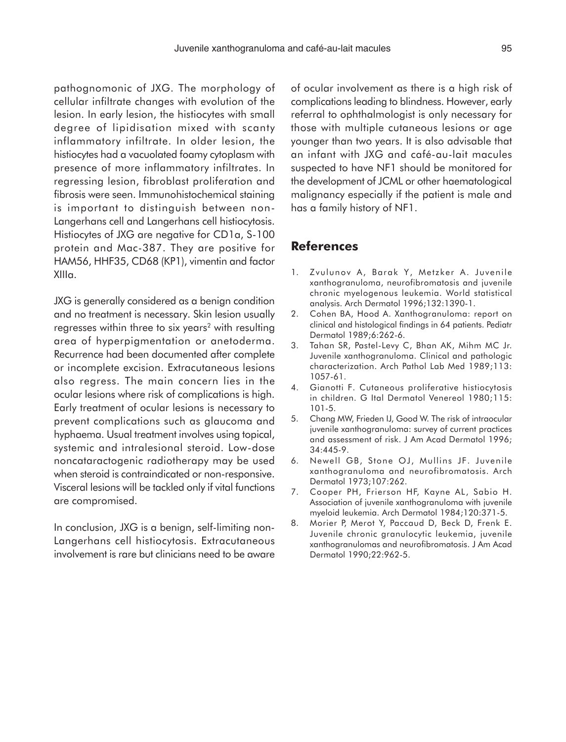pathognomonic of JXG. The morphology of cellular infiltrate changes with evolution of the lesion. In early lesion, the histiocytes with small degree of lipidisation mixed with scanty inflammatory infiltrate. In older lesion, the histiocytes had a vacuolated foamy cytoplasm with presence of more inflammatory infiltrates. In regressing lesion, fibroblast proliferation and fibrosis were seen. Immunohistochemical staining is important to distinguish between non-Langerhans cell and Langerhans cell histiocytosis. Histiocytes of JXG are negative for CD1a, S-100 protein and Mac-387. They are positive for HAM56, HHF35, CD68 (KP1), vimentin and factor XIIIa.

JXG is generally considered as a benign condition and no treatment is necessary. Skin lesion usually regresses within three to six years[2] with resulting area of hyperpigmentation or anetoderma. Recurrence had been documented after complete or incomplete excision. Extracutaneous lesions also regress. The main concern lies in the ocular lesions where risk of complications is high. Early treatment of ocular lesions is necessary to prevent complications such as glaucoma and hyphaema. Usual treatment involves using topical, systemic and intralesional steroid. Low-dose noncataractogenic radiotherapy may be used when steroid is contraindicated or non-responsive. Visceral lesions will be tackled only if vital functions are compromised.

In conclusion, JXG is a benign, self-limiting non-Langerhans cell histiocytosis. Extracutaneous involvement is rare but clinicians need to be aware of ocular involvement as there is a high risk of complications leading to blindness. However, early referral to ophthalmologist is only necessary for those with multiple cutaneous lesions or age younger than two years. It is also advisable that an infant with JXG and café-au-lait macules suspected to have NF1 should be monitored for the development of JCML or other haematological malignancy especially if the patient is male and has a family history of NF1.

## References

1. Zvulunov A, Barak Y, Metzker A. Juvenile xanthogranuloma, neurofibromatosis and juvenile chronic myelogenous leukemia. World statistical analysis. Arch Dermatol 1996;132:1390-1.
2. Cohen BA, Hood A. Xanthogranuloma: report on clinical and histological findings in 64 patients. Pediatr Dermatol 1989;6:262-6.
3. Tahan SR, Pastel-Levy C, Bhan AK, Mihm MC Jr. Juvenile xanthogranuloma. Clinical and pathologic characterization. Arch Pathol Lab Med 1989;113: 1057-61.
4. Gianotti F. Cutaneous proliferative histiocytosis in children. G Ital Dermatol Venereol 1980;115: 101-5.
5. Chang MW, Frieden IJ, Good W. The risk of intraocular juvenile xanthogranuloma: survey of current practices and assessment of risk. J Am Acad Dermatol 1996; 34:445-9.
6. Newell GB, Stone OJ, Mullins JF. Juvenile xanthogranuloma and neurofibromatosis. Arch Dermatol 1973;107:262.
7. Cooper PH, Frierson HF, Kayne AL, Sabio H. Association of juvenile xanthogranuloma with juvenile myeloid leukemia. Arch Dermatol 1984;120:371-5.
8. Morier P, Merot Y, Paccaud D, Beck D, Frenk E. Juvenile chronic granulocytic leukemia, juvenile xanthogranulomas and neurofibromatosis. J Am Acad Dermatol 1990;22:962-5.